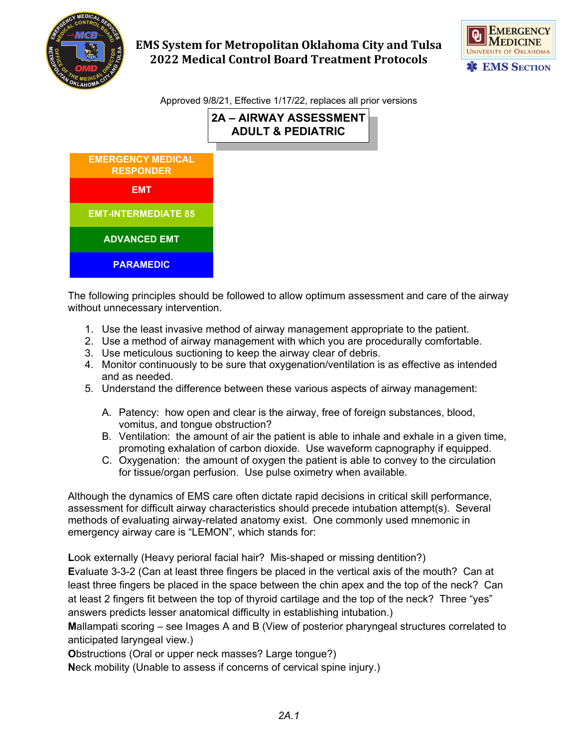# EMS System for Metropolitan Oklahoma City and Tulsa
## 2022 Medical Control Board Treatment Protocols

Approved 9/8/21, Effective 1/17/22, replaces all prior versions

## 2A – AIRWAY ASSESSMENT ADULT & PEDIATRIC

- EMERGENCY MEDICAL RESPONDER
- EMT
- EMT-INTERMEDIATE 85
- ADVANCED EMT
- PARAMEDIC

The following principles should be followed to allow optimum assessment and care of the airway without unnecessary intervention.

1. Use the least invasive method of airway management appropriate to the patient.
2. Use a method of airway management with which you are procedurally comfortable.
3. Use meticulous suctioning to keep the airway clear of debris.
4. Monitor continuously to be sure that oxygenation/ventilation is as effective as intended and as needed.
5. Understand the difference between these various aspects of airway management:

   A. Patency: how open and clear is the airway, free of foreign substances, blood, vomitus, and tongue obstruction?
   B. Ventilation: the amount of air the patient is able to inhale and exhale in a given time, promoting exhalation of carbon dioxide. Use waveform capnography if equipped.
   C. Oxygenation: the amount of oxygen the patient is able to convey to the circulation for tissue/organ perfusion. Use pulse oximetry when available.

Although the dynamics of EMS care often dictate rapid decisions in critical skill performance, assessment for difficult airway characteristics should precede intubation attempt(s). Several methods of evaluating airway-related anatomy exist. One commonly used mnemonic in emergency airway care is “LEMON”, which stands for:

**L**ook externally (Heavy perioral facial hair? Mis-shaped or missing dentition?)
**E**valuate 3-3-2 (Can at least three fingers be placed in the vertical axis of the mouth? Can at least three fingers be placed in the space between the chin apex and the top of the neck? Can at least 2 fingers fit between the top of thyroid cartilage and the top of the neck? Three “yes” answers predicts lesser anatomical difficulty in establishing intubation.)
**M**allampati scoring – see Images A and B (View of posterior pharyngeal structures correlated to anticipated laryngeal view.)
**O**bstructions (Oral or upper neck masses? Large tongue?)
**N**eck mobility (Unable to assess if concerns of cervical spine injury.)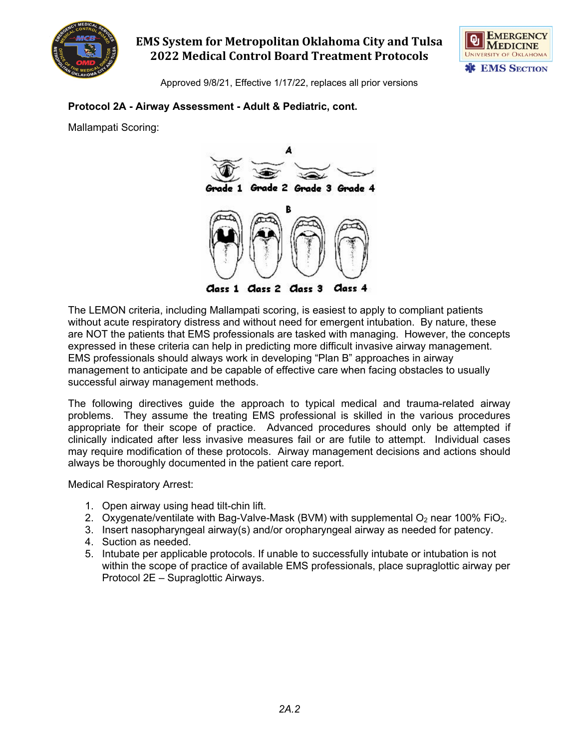## Protocol 2A - Airway Assessment - Adult & Pediatric, cont.

Mallampati Scoring:

The LEMON criteria, including Mallampati scoring, is easiest to apply to compliant patients without acute respiratory distress and without need for emergent intubation. By nature, these are NOT the patients that EMS professionals are tasked with managing. However, the concepts expressed in these criteria can help in predicting more difficult invasive airway management. EMS professionals should always work in developing "Plan B" approaches in airway management to anticipate and be capable of effective care when facing obstacles to usually successful airway management methods.

The following directives guide the approach to typical medical and trauma-related airway problems. They assume the treating EMS professional is skilled in the various procedures appropriate for their scope of practice. Advanced procedures should only be attempted if clinically indicated after less invasive measures fail or are futile to attempt. Individual cases may require modification of these protocols. Airway management decisions and actions should always be thoroughly documented in the patient care report.

Medical Respiratory Arrest:

1. Open airway using head tilt-chin lift.
2. Oxygenate/ventilate with Bag-Valve-Mask (BVM) with supplemental $O_2$ near 100% $FiO_2$.
3. Insert nasopharyngeal airway(s) and/or oropharyngeal airway as needed for patency.
4. Suction as needed.
5. Intubate per applicable protocols. If unable to successfully intubate or intubation is not within the scope of practice of available EMS professionals, place supraglottic airway per Protocol 2E – Supraglottic Airways.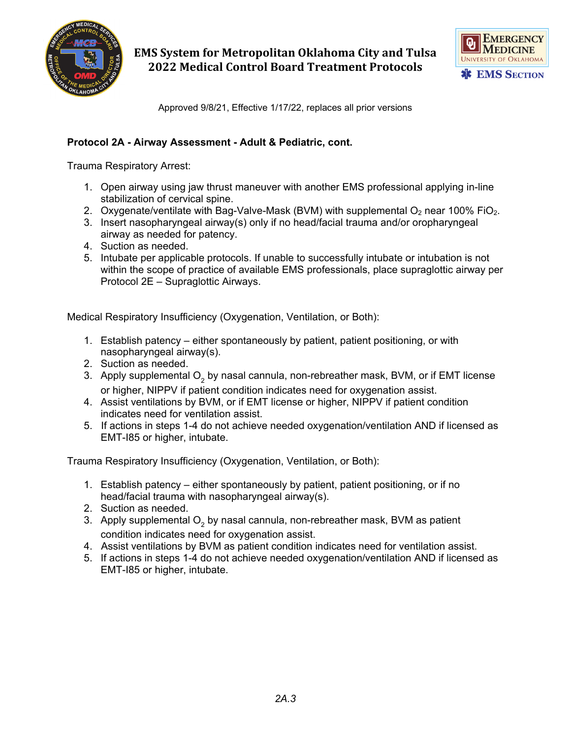**Protocol 2A - Airway Assessment - Adult & Pediatric, cont.**

Trauma Respiratory Arrest:

1. Open airway using jaw thrust maneuver with another EMS professional applying in-line stabilization of cervical spine.
2. Oxygenate/ventilate with Bag-Valve-Mask (BVM) with supplemental $O_2$ near 100% $FiO_2$.
3. Insert nasopharyngeal airway(s) only if no head/facial trauma and/or oropharyngeal airway as needed for patency.
4. Suction as needed.
5. Intubate per applicable protocols. If unable to successfully intubate or intubation is not within the scope of practice of available EMS professionals, place supraglottic airway per Protocol 2E – Supraglottic Airways.

Medical Respiratory Insufficiency (Oxygenation, Ventilation, or Both):

1. Establish patency – either spontaneously by patient, patient positioning, or with nasopharyngeal airway(s).
2. Suction as needed.
3. Apply supplemental $O_2$ by nasal cannula, non-rebreather mask, BVM, or if EMT license or higher, NIPPV if patient condition indicates need for oxygenation assist.
4. Assist ventilations by BVM, or if EMT license or higher, NIPPV if patient condition indicates need for ventilation assist.
5. If actions in steps 1-4 do not achieve needed oxygenation/ventilation AND if licensed as EMT-I85 or higher, intubate.

Trauma Respiratory Insufficiency (Oxygenation, Ventilation, or Both):

1. Establish patency – either spontaneously by patient, patient positioning, or if no head/facial trauma with nasopharyngeal airway(s).
2. Suction as needed.
3. Apply supplemental $O_2$ by nasal cannula, non-rebreather mask, BVM as patient condition indicates need for oxygenation assist.
4. Assist ventilations by BVM as patient condition indicates need for ventilation assist.
5. If actions in steps 1-4 do not achieve needed oxygenation/ventilation AND if licensed as EMT-I85 or higher, intubate.